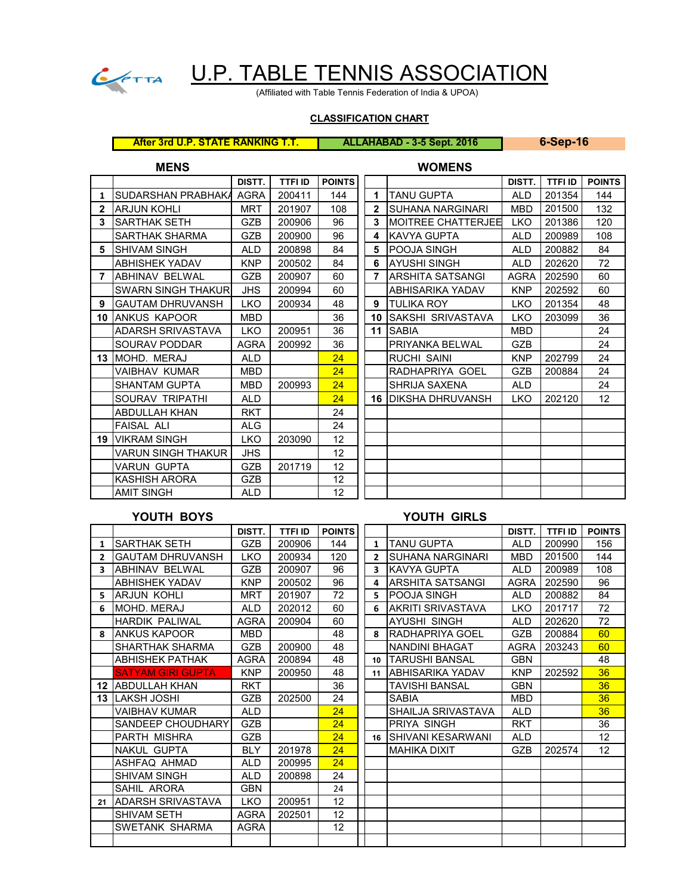# U.P. TABLE TENNIS ASSOCIATION

(Affiliated with Table Tennis Federation of India & UPOA)

**CLASSIFICATION CHART**

| After 3rd U.P. STATE RANKING T.T. | ALLAHABAD - 3-5 Sept. 2016 | 6-Sep-16 |
|---|---|---|

## MENS

| | | DISTT. | TTFI ID | POINTS |
|---|---|---|---|---|
| 1 | SUDARSHAN PRABHAKA | AGRA | 200411 | 144 |
| 2 | ARJUN KOHLI | MRT | 201907 | 108 |
| 3 | SARTHAK SETH | GZB | 200906 | 96 |
| | SARTHAK SHARMA | GZB | 200900 | 96 |
| 5 | SHIVAM SINGH | ALD | 200898 | 84 |
| | ABHISHEK YADAV | KNP | 200502 | 84 |
| 7 | ABHINAV BELWAL | GZB | 200907 | 60 |
| | SWARN SINGH THAKUR | JHS | 200994 | 60 |
| 9 | GAUTAM DHRUVANSH | LKO | 200934 | 48 |
| 10 | ANKUS KAPOOR | MBD | | 36 |
| | ADARSH SRIVASTAVA | LKO | 200951 | 36 |
| | SOURAV PODDAR | AGRA | 200992 | 36 |
| 13 | MOHD. MERAJ | ALD | | 24 |
| | VAIBHAV KUMAR | MBD | | 24 |
| | SHANTAM GUPTA | MBD | 200993 | 24 |
| | SOURAV TRIPATHI | ALD | | 24 |
| | ABDULLAH KHAN | RKT | | 24 |
| | FAISAL ALI | ALG | | 24 |
| 19 | VIKRAM SINGH | LKO | 203090 | 12 |
| | VARUN SINGH THAKUR | JHS | | 12 |
| | VARUN GUPTA | GZB | 201719 | 12 |
| | KASHISH ARORA | GZB | | 12 |
| | AMIT SINGH | ALD | | 12 |

## WOMENS

| | | DISTT. | TTFI ID | POINTS |
|---|---|---|---|---|
| 1 | TANU GUPTA | ALD | 201354 | 144 |
| 2 | SUHANA NARGINARI | MBD | 201500 | 132 |
| 3 | MOITREE CHATTERJEE | LKO | 201386 | 120 |
| 4 | KAVYA GUPTA | ALD | 200989 | 108 |
| 5 | POOJA SINGH | ALD | 200882 | 84 |
| 6 | AYUSHI SINGH | ALD | 202620 | 72 |
| 7 | ARSHITA SATSANGI | AGRA | 202590 | 60 |
| | ABHISARIKA YADAV | KNP | 202592 | 60 |
| 9 | TULIKA ROY | LKO | 201354 | 48 |
| 10 | SAKSHI SRIVASTAVA | LKO | 203099 | 36 |
| 11 | SABIA | MBD | | 24 |
| | PRIYANKA BELWAL | GZB | | 24 |
| | RUCHI SAINI | KNP | 202799 | 24 |
| | RADHAPRIYA GOEL | GZB | 200884 | 24 |
| | SHRIJA SAXENA | ALD | | 24 |
| 16 | DIKSHA DHRUVANSH | LKO | 202120 | 12 |

## YOUTH BOYS

| | | DISTT. | TTFI ID | POINTS |
|---|---|---|---|---|
| 1 | SARTHAK SETH | GZB | 200906 | 144 |
| 2 | GAUTAM DHRUVANSH | LKO | 200934 | 120 |
| 3 | ABHINAV BELWAL | GZB | 200907 | 96 |
| | ABHISHEK YADAV | KNP | 200502 | 96 |
| 5 | ARJUN KOHLI | MRT | 201907 | 72 |
| 6 | MOHD. MERAJ | ALD | 202012 | 60 |
| | HARDIK PALIWAL | AGRA | 200904 | 60 |
| 8 | ANKUS KAPOOR | MBD | | 48 |
| | SHARTHAK SHARMA | GZB | 200900 | 48 |
| | ABHISHEK PATHAK | AGRA | 200894 | 48 |
| | SATYAM GIRI GUPTA | KNP | 200950 | 48 |
| 12 | ABDULLAH KHAN | RKT | | 36 |
| 13 | LAKSH JOSHI | GZB | 202500 | 24 |
| | VAIBHAV KUMAR | ALD | | 24 |
| | SANDEEP CHOUDHARY | GZB | | 24 |
| | PARTH MISHRA | GZB | | 24 |
| | NAKUL GUPTA | BLY | 201978 | 24 |
| | ASHFAQ AHMAD | ALD | 200995 | 24 |
| | SHIVAM SINGH | ALD | 200898 | 24 |
| | SAHIL ARORA | GBN | | 24 |
| 21 | ADARSH SRIVASTAVA | LKO | 200951 | 12 |
| | SHIVAM SETH | AGRA | 202501 | 12 |
| | SWETANK SHARMA | AGRA | | 12 |

## YOUTH GIRLS

| | | DISTT. | TTFI ID | POINTS |
|---|---|---|---|---|
| 1 | TANU GUPTA | ALD | 200990 | 156 |
| 2 | SUHANA NARGINARI | MBD | 201500 | 144 |
| 3 | KAVYA GUPTA | ALD | 200989 | 108 |
| 4 | ARSHITA SATSANGI | AGRA | 202590 | 96 |
| 5 | POOJA SINGH | ALD | 200882 | 84 |
| 6 | AKRITI SRIVASTAVA | LKO | 201717 | 72 |
| | AYUSHI SINGH | ALD | 202620 | 72 |
| 8 | RADHAPRIYA GOEL | GZB | 200884 | 60 |
| | NANDINI BHAGAT | AGRA | 203243 | 60 |
| 10 | TARUSHI BANSAL | GBN | | 48 |
| 11 | ABHISARIKA YADAV | KNP | 202592 | 36 |
| | TAVISHI BANSAL | GBN | | 36 |
| | SABIA | MBD | | 36 |
| | SHAILJA SRIVASTAVA | ALD | | 36 |
| | PRIYA SINGH | RKT | | 36 |
| 16 | SHIVANI KESARWANI | ALD | | 12 |
| | MAHIKA DIXIT | GZB | 202574 | 12 |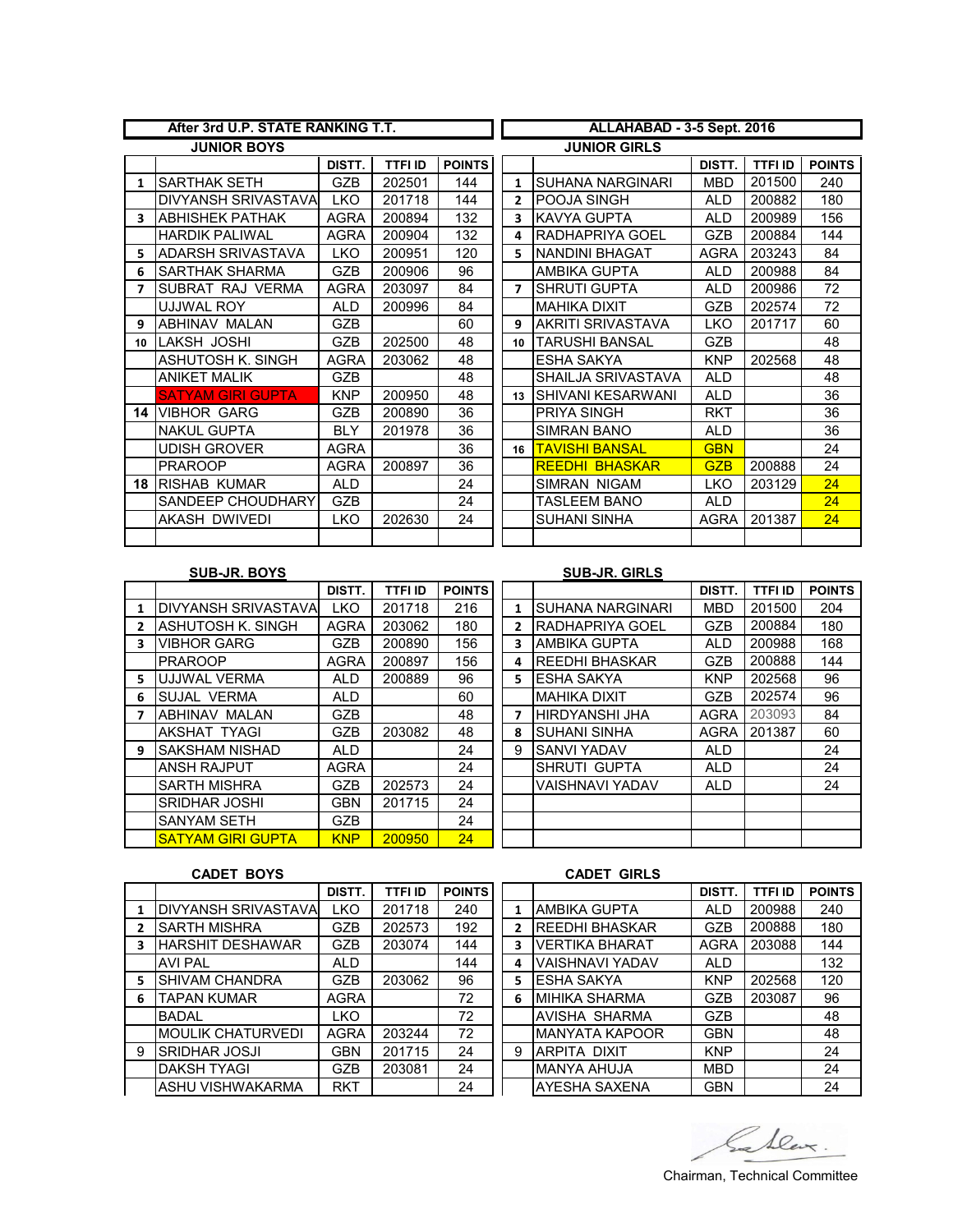## After 3rd U.P. STATE RANKING T.T. — ALLAHABAD - 3-5 Sept. 2016

### JUNIOR BOYS

| | | DISTT. | TTFI ID | POINTS |
|---|---|---|---|---|
| 1 | SARTHAK SETH | GZB | 202501 | 144 |
| | DIVYANSH SRIVASTAVA | LKO | 201718 | 144 |
| 3 | ABHISHEK PATHAK | AGRA | 200894 | 132 |
| | HARDIK PALIWAL | AGRA | 200904 | 132 |
| 5 | ADARSH SRIVASTAVA | LKO | 200951 | 120 |
| 6 | SARTHAK SHARMA | GZB | 200906 | 96 |
| 7 | SUBRAT RAJ VERMA | AGRA | 203097 | 84 |
| | UJJWAL ROY | ALD | 200996 | 84 |
| 9 | ABHINAV MALAN | GZB | | 60 |
| 10 | LAKSH JOSHI | GZB | 202500 | 48 |
| | ASHUTOSH K. SINGH | AGRA | 203062 | 48 |
| | ANIKET MALIK | GZB | | 48 |
| | SATYAM GIRI GUPTA | KNP | 200950 | 48 |
| 14 | VIBHOR GARG | GZB | 200890 | 36 |
| | NAKUL GUPTA | BLY | 201978 | 36 |
| | UDISH GROVER | AGRA | | 36 |
| | PRAROOP | AGRA | 200897 | 36 |
| 18 | RISHAB KUMAR | ALD | | 24 |
| | SANDEEP CHOUDHARY | GZB | | 24 |
| | AKASH DWIVEDI | LKO | 202630 | 24 |

### JUNIOR GIRLS

| | | DISTT. | TTFI ID | POINTS |
|---|---|---|---|---|
| 1 | SUHANA NARGINARI | MBD | 201500 | 240 |
| 2 | POOJA SINGH | ALD | 200882 | 180 |
| 3 | KAVYA GUPTA | ALD | 200989 | 156 |
| 4 | RADHAPRIYA GOEL | GZB | 200884 | 144 |
| 5 | NANDINI BHAGAT | AGRA | 203243 | 84 |
| | AMBIKA GUPTA | ALD | 200988 | 84 |
| 7 | SHRUTI GUPTA | ALD | 200986 | 72 |
| | MAHIKA DIXIT | GZB | 202574 | 72 |
| 9 | AKRITI SRIVASTAVA | LKO | 201717 | 60 |
| 10 | TARUSHI BANSAL | GZB | | 48 |
| | ESHA SAKYA | KNP | 202568 | 48 |
| | SHAILJA SRIVASTAVA | ALD | | 48 |
| 13 | SHIVANI KESARWANI | ALD | | 36 |
| | PRIYA SINGH | RKT | | 36 |
| | SIMRAN BANO | ALD | | 36 |
| 16 | TAVISHI BANSAL | GBN | | 24 |
| | REEDHI BHASKAR | GZB | 200888 | 24 |
| | SIMRAN NIGAM | LKO | 203129 | 24 |
| | TASLEEM BANO | ALD | | 24 |
| | SUHANI SINHA | AGRA | 201387 | 24 |

### SUB-JR. BOYS

| | | DISTT. | TTFI ID | POINTS |
|---|---|---|---|---|
| 1 | DIVYANSH SRIVASTAVA | LKO | 201718 | 216 |
| 2 | ASHUTOSH K. SINGH | AGRA | 203062 | 180 |
| 3 | VIBHOR GARG | GZB | 200890 | 156 |
| | PRAROOP | AGRA | 200897 | 156 |
| 5 | UJJWAL VERMA | ALD | 200889 | 96 |
| 6 | SUJAL VERMA | ALD | | 60 |
| 7 | ABHINAV MALAN | GZB | | 48 |
| | AKSHAT TYAGI | GZB | 203082 | 48 |
| 9 | SAKSHAM NISHAD | ALD | | 24 |
| | ANSH RAJPUT | AGRA | | 24 |
| | SARTH MISHRA | GZB | 202573 | 24 |
| | SRIDHAR JOSHI | GBN | 201715 | 24 |
| | SANYAM SETH | GZB | | 24 |
| | SATYAM GIRI GUPTA | KNP | 200950 | 24 |

### SUB-JR. GIRLS

| | | DISTT. | TTFI ID | POINTS |
|---|---|---|---|---|
| 1 | SUHANA NARGINARI | MBD | 201500 | 204 |
| 2 | RADHAPRIYA GOEL | GZB | 200884 | 180 |
| 3 | AMBIKA GUPTA | ALD | 200988 | 168 |
| 4 | REEDHI BHASKAR | GZB | 200888 | 144 |
| 5 | ESHA SAKYA | KNP | 202568 | 96 |
| | MAHIKA DIXIT | GZB | 202574 | 96 |
| 7 | HIRDYANSHI JHA | AGRA | 203093 | 84 |
| 8 | SUHANI SINHA | AGRA | 201387 | 60 |
| 9 | SANVI YADAV | ALD | | 24 |
| | SHRUTI GUPTA | ALD | | 24 |
| | VAISHNAVI YADAV | ALD | | 24 |

### CADET BOYS

| | | DISTT. | TTFI ID | POINTS |
|---|---|---|---|---|
| 1 | DIVYANSH SRIVASTAVA | LKO | 201718 | 240 |
| 2 | SARTH MISHRA | GZB | 202573 | 192 |
| 3 | HARSHIT DESHAWAR | GZB | 203074 | 144 |
| | AVI PAL | ALD | | 144 |
| 5 | SHIVAM CHANDRA | GZB | 203062 | 96 |
| 6 | TAPAN KUMAR | AGRA | | 72 |
| | BADAL | LKO | | 72 |
| | MOULIK CHATURVEDI | AGRA | 203244 | 72 |
| 9 | SRIDHAR JOSJI | GBN | 201715 | 24 |
| | DAKSH TYAGI | GZB | 203081 | 24 |
| | ASHU VISHWAKARMA | RKT | | 24 |

### CADET GIRLS

| | | DISTT. | TTFI ID | POINTS |
|---|---|---|---|---|
| 1 | AMBIKA GUPTA | ALD | 200988 | 240 |
| 2 | REEDHI BHASKAR | GZB | 200888 | 180 |
| 3 | VERTIKA BHARAT | AGRA | 203088 | 144 |
| 4 | VAISHNAVI YADAV | ALD | | 132 |
| 5 | ESHA SAKYA | KNP | 202568 | 120 |
| 6 | MIHIKA SHARMA | GZB | 203087 | 96 |
| | AVISHA SHARMA | GZB | | 48 |
| | MANYATA KAPOOR | GBN | | 48 |
| 9 | ARPITA DIXIT | KNP | | 24 |
| | MANYA AHUJA | MBD | | 24 |
| | AYESHA SAXENA | GBN | | 24 |

Chairman, Technical Committee